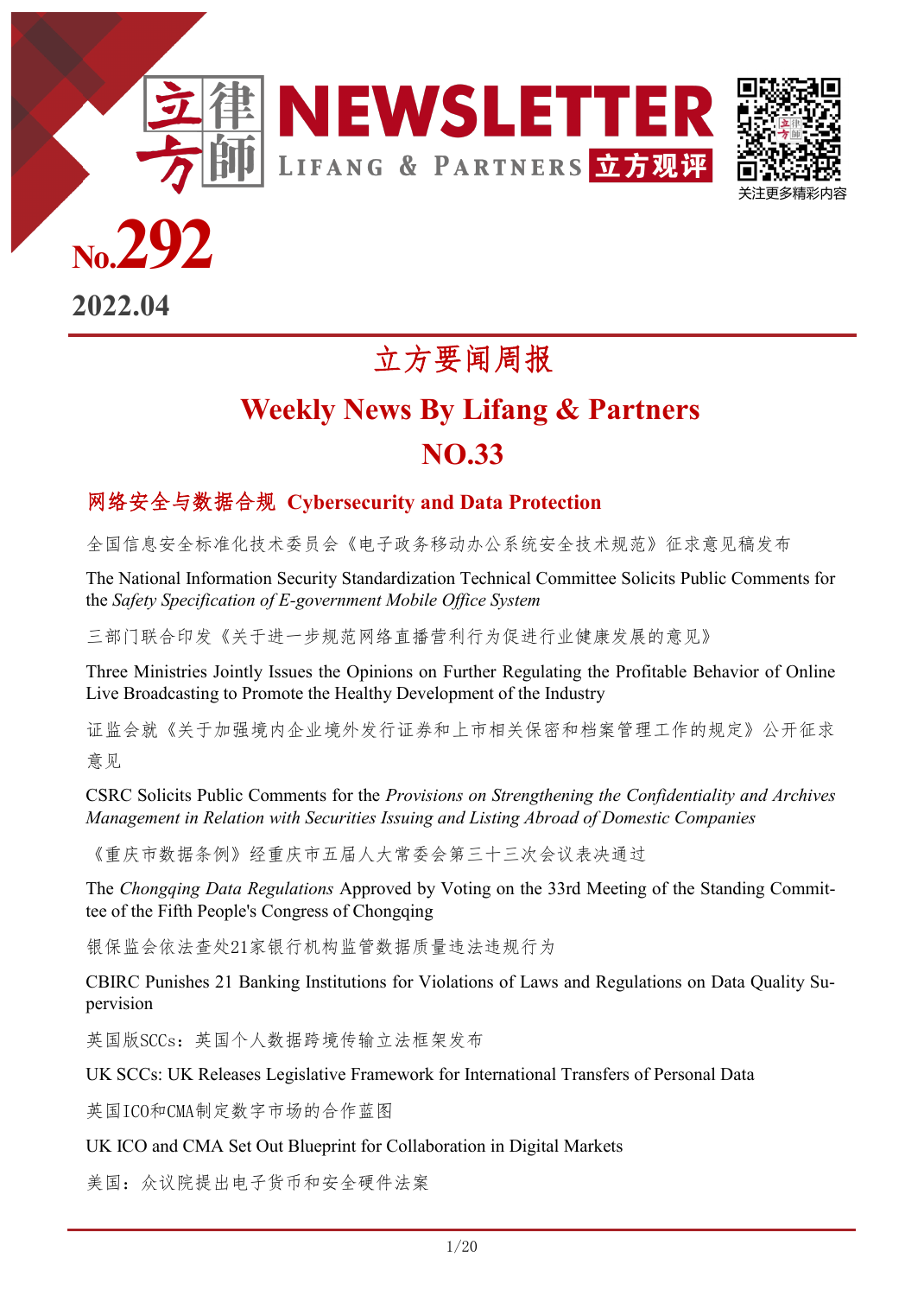# 立方律师 NEWSLETTER

LIFANG & PARTNERS 立方观评

关注更多精彩内容

**No.292**

**2022.04**

# 立方要闻周报

# Weekly News By Lifang & Partners

# NO.33

## 网络安全与数据合规 Cybersecurity and Data Protection

全国信息安全标准化技术委员会《电子政务移动办公系统安全技术规范》征求意见稿发布

The National Information Security Standardization Technical Committee Solicits Public Comments for the *Safety Specification of E-government Mobile Office System*

三部门联合印发《关于进一步规范网络直播营利行为促进行业健康发展的意见》

Three Ministries Jointly Issues the Opinions on Further Regulating the Profitable Behavior of Online Live Broadcasting to Promote the Healthy Development of the Industry

证监会就《关于加强境内企业境外发行证券和上市相关保密和档案管理工作的规定》公开征求意见

CSRC Solicits Public Comments for the *Provisions on Strengthening the Confidentiality and Archives Management in Relation with Securities Issuing and Listing Abroad of Domestic Companies*

《重庆市数据条例》经重庆市五届人大常委会第三十三次会议表决通过

The *Chongqing Data Regulations* Approved by Voting on the 33rd Meeting of the Standing Committee of the Fifth People's Congress of Chongqing

银保监会依法查处21家银行机构监管数据质量违法违规行为

CBIRC Punishes 21 Banking Institutions for Violations of Laws and Regulations on Data Quality Supervision

英国版SCCs：英国个人数据跨境传输立法框架发布

UK SCCs: UK Releases Legislative Framework for International Transfers of Personal Data

英国ICO和CMA制定数字市场的合作蓝图

UK ICO and CMA Set Out Blueprint for Collaboration in Digital Markets

美国：众议院提出电子货币和安全硬件法案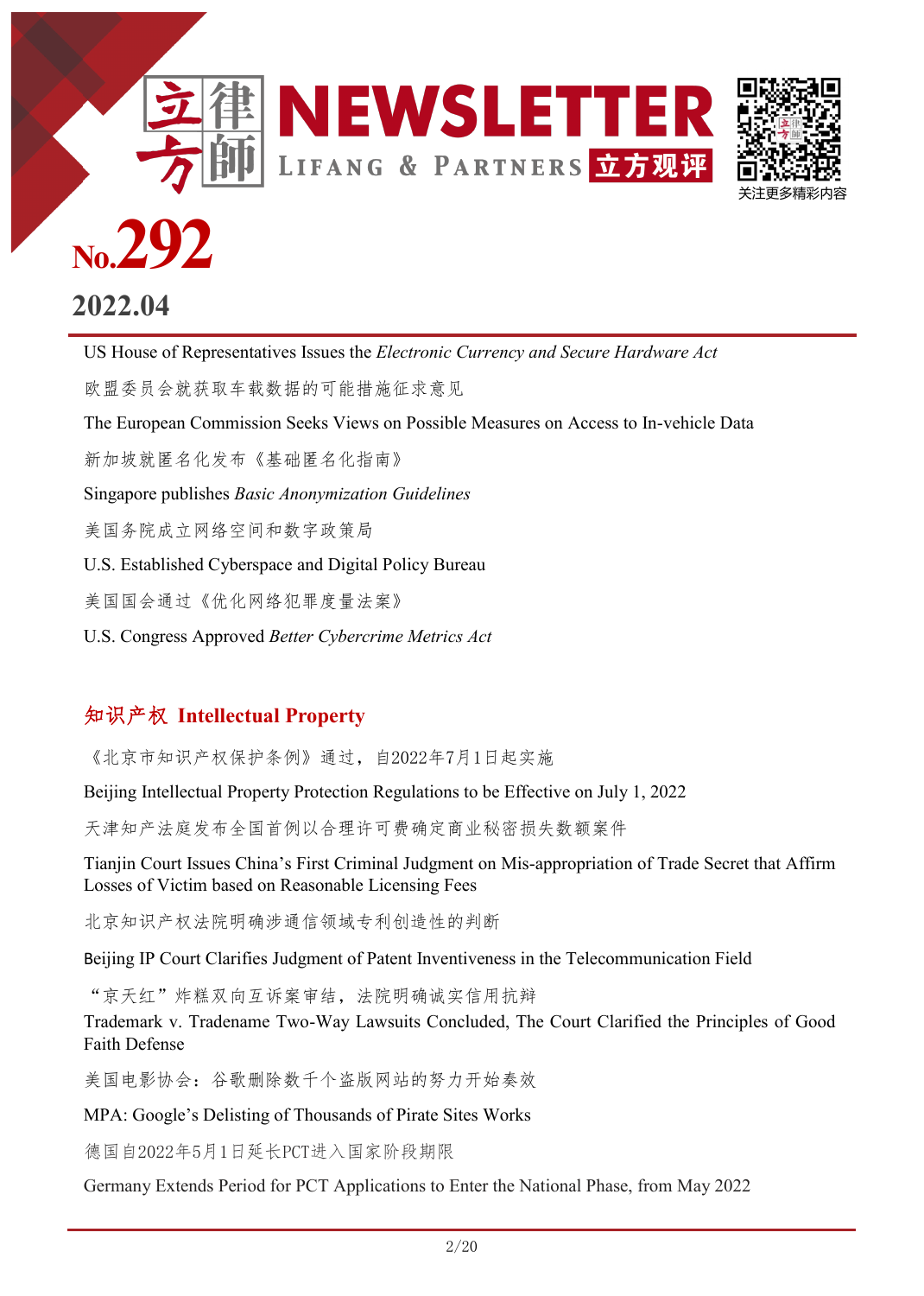# 立方律師 NEWSLETTER

LIFANG & PARTNERS 立方观评

关注更多精彩内容

No.292

2022.04

US House of Representatives Issues the *Electronic Currency and Secure Hardware Act*

欧盟委员会就获取车载数据的可能措施征求意见

The European Commission Seeks Views on Possible Measures on Access to In-vehicle Data

新加坡就匿名化发布《基础匿名化指南》

Singapore publishes *Basic Anonymization Guidelines*

美国务院成立网络空间和数字政策局

U.S. Established Cyberspace and Digital Policy Bureau

美国国会通过《优化网络犯罪度量法案》

U.S. Congress Approved *Better Cybercrime Metrics Act*

## 知识产权 Intellectual Property

《北京市知识产权保护条例》通过，自2022年7月1日起实施

Beijing Intellectual Property Protection Regulations to be Effective on July 1, 2022

天津知产法庭发布全国首例以合理许可费确定商业秘密损失数额案件

Tianjin Court Issues China's First Criminal Judgment on Mis-appropriation of Trade Secret that Affirm Losses of Victim based on Reasonable Licensing Fees

北京知识产权法院明确涉通信领域专利创造性的判断

Beijing IP Court Clarifies Judgment of Patent Inventiveness in the Telecommunication Field

"京天红"炸糕双向互诉案审结，法院明确诚实信用抗辩

Trademark v. Tradename Two-Way Lawsuits Concluded, The Court Clarified the Principles of Good Faith Defense

美国电影协会：谷歌删除数千个盗版网站的努力开始奏效

MPA: Google's Delisting of Thousands of Pirate Sites Works

德国自2022年5月1日延长PCT进入国家阶段期限

Germany Extends Period for PCT Applications to Enter the National Phase, from May 2022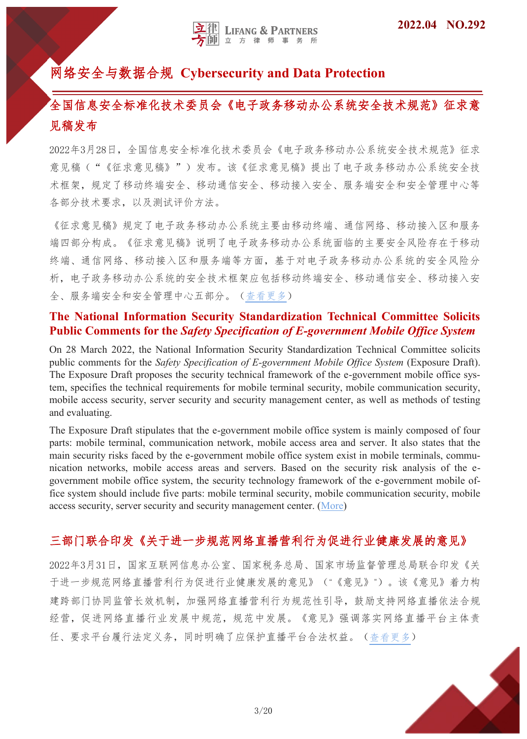# 网络安全与数据合规 Cybersecurity and Data Protection

## 全国信息安全标准化技术委员会《电子政务移动办公系统安全技术规范》征求意见稿发布

2022年3月28日，全国信息安全标准化技术委员会《电子政务移动办公系统安全技术规范》征求意见稿（"《征求意见稿》"）发布。该《征求意见稿》提出了电子政务移动办公系统安全技术框架，规定了移动终端安全、移动通信安全、移动接入安全、服务端安全和安全管理中心等各部分技术要求，以及测试评价方法。

《征求意见稿》规定了电子政务移动办公系统主要由移动终端、通信网络、移动接入区和服务端四部分构成。《征求意见稿》说明了电子政务移动办公系统面临的主要安全风险存在于移动终端、通信网络、移动接入区和服务端等方面，基于对电子政务移动办公系统的安全风险分析，电子政务移动办公系统的安全技术框架应包括移动终端安全、移动通信安全、移动接入安全、服务端安全和安全管理中心五部分。（查看更多）

## The National Information Security Standardization Technical Committee Solicits Public Comments for the *Safety Specification of E-government Mobile Office System*

On 28 March 2022, the National Information Security Standardization Technical Committee solicits public comments for the *Safety Specification of E-government Mobile Office System* (Exposure Draft). The Exposure Draft proposes the security technical framework of the e-government mobile office system, specifies the technical requirements for mobile terminal security, mobile communication security, mobile access security, server security and security management center, as well as methods of testing and evaluating.

The Exposure Draft stipulates that the e-government mobile office system is mainly composed of four parts: mobile terminal, communication network, mobile access area and server. It also states that the main security risks faced by the e-government mobile office system exist in mobile terminals, communication networks, mobile access areas and servers. Based on the security risk analysis of the e-government mobile office system, the security technology framework of the e-government mobile office system should include five parts: mobile terminal security, mobile communication security, mobile access security, server security and security management center. (More)

## 三部门联合印发《关于进一步规范网络直播营利行为促进行业健康发展的意见》

2022年3月31日，国家互联网信息办公室、国家税务总局、国家市场监督管理总局联合印发《关于进一步规范网络直播营利行为促进行业健康发展的意见》（"《意见》"）。该《意见》着力构建跨部门协同监管长效机制，加强网络直播营利行为规范性引导，鼓励支持网络直播依法合规经营，促进网络直播行业发展中规范，规范中发展。《意见》强调落实网络直播平台主体责任、要求平台履行法定义务，同时明确了应保护直播平台合法权益。（查看更多）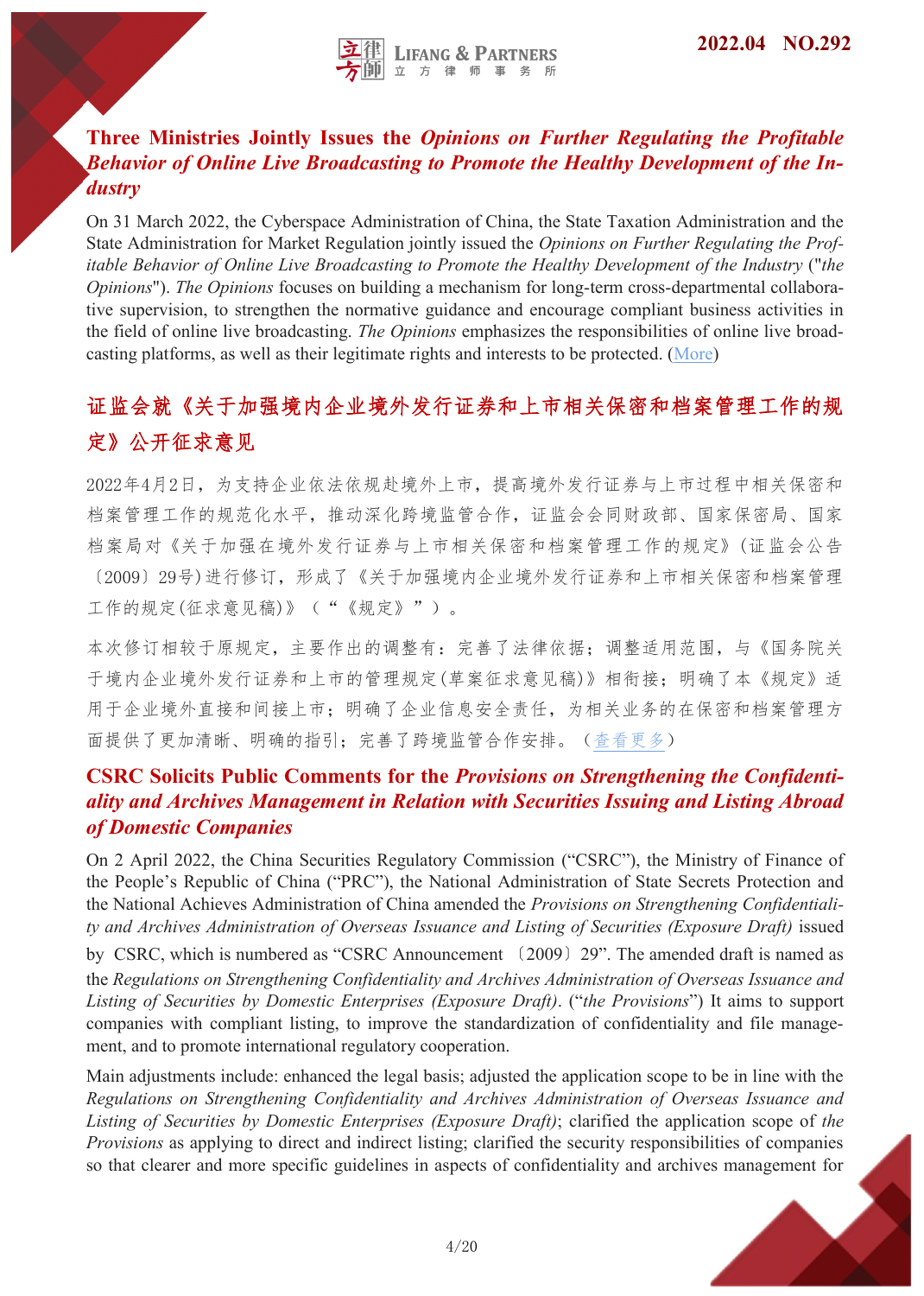## Three Ministries Jointly Issues the *Opinions on Further Regulating the Profitable Behavior of Online Live Broadcasting to Promote the Healthy Development of the Industry*

On 31 March 2022, the Cyberspace Administration of China, the State Taxation Administration and the State Administration for Market Regulation jointly issued the *Opinions on Further Regulating the Profitable Behavior of Online Live Broadcasting to Promote the Healthy Development of the Industry* ("*the Opinions*"). *The Opinions* focuses on building a mechanism for long-term cross-departmental collaborative supervision, to strengthen the normative guidance and encourage compliant business activities in the field of online live broadcasting. *The Opinions* emphasizes the responsibilities of online live broadcasting platforms, as well as their legitimate rights and interests to be protected. (More)

## 证监会就《关于加强境内企业境外发行证券和上市相关保密和档案管理工作的规定》公开征求意见

2022年4月2日，为支持企业依法依规赴境外上市，提高境外发行证券与上市过程中相关保密和档案管理工作的规范化水平，推动深化跨境监管合作，证监会会同财政部、国家保密局、国家档案局对《关于加强在境外发行证券与上市相关保密和档案管理工作的规定》(证监会公告〔2009〕29号)进行修订，形成了《关于加强境内企业境外发行证券和上市相关保密和档案管理工作的规定(征求意见稿)》（“《规定》”）。

本次修订相较于原规定，主要作出的调整有：完善了法律依据；调整适用范围，与《国务院关于境内企业境外发行证券和上市的管理规定(草案征求意见稿)》相衔接；明确了本《规定》适用于企业境外直接和间接上市；明确了企业信息安全责任，为相关业务的在保密和档案管理方面提供了更加清晰、明确的指引；完善了跨境监管合作安排。（查看更多）

## CSRC Solicits Public Comments for the *Provisions on Strengthening the Confidentiality and Archives Management in Relation with Securities Issuing and Listing Abroad of Domestic Companies*

On 2 April 2022, the China Securities Regulatory Commission ("CSRC"), the Ministry of Finance of the People's Republic of China ("PRC"), the National Administration of State Secrets Protection and the National Achieves Administration of China amended the *Provisions on Strengthening Confidentiality and Archives Administration of Overseas Issuance and Listing of Securities (Exposure Draft)* issued by CSRC, which is numbered as "CSRC Announcement 〔2009〕29". The amended draft is named as the *Regulations on Strengthening Confidentiality and Archives Administration of Overseas Issuance and Listing of Securities by Domestic Enterprises (Exposure Draft)*. ("*the Provisions*") It aims to support companies with compliant listing, to improve the standardization of confidentiality and file management, and to promote international regulatory cooperation.

Main adjustments include: enhanced the legal basis; adjusted the application scope to be in line with the *Regulations on Strengthening Confidentiality and Archives Administration of Overseas Issuance and Listing of Securities by Domestic Enterprises (Exposure Draft)*; clarified the application scope of *the Provisions* as applying to direct and indirect listing; clarified the security responsibilities of companies so that clearer and more specific guidelines in aspects of confidentiality and archives management for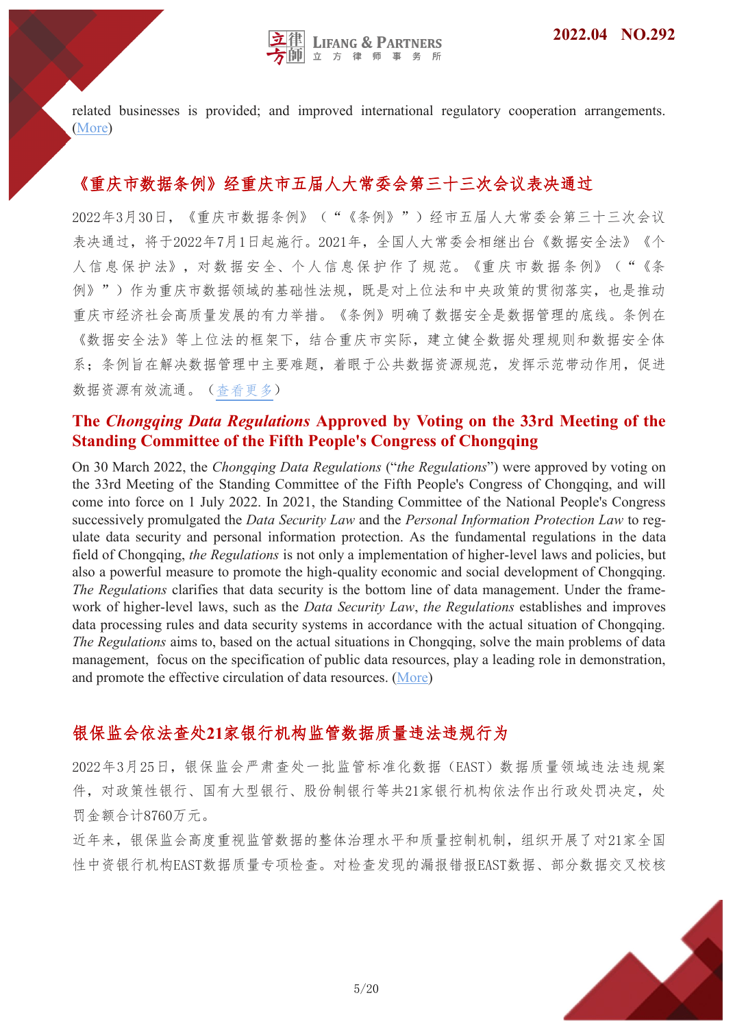related businesses is provided; and improved international regulatory cooperation arrangements. (More)

## 《重庆市数据条例》经重庆市五届人大常委会第三十三次会议表决通过

2022年3月30日，《重庆市数据条例》（"《条例》"）经市五届人大常委会第三十三次会议表决通过，将于2022年7月1日起施行。2021年，全国人大常委会相继出台《数据安全法》《个人信息保护法》，对数据安全、个人信息保护作了规范。《重庆市数据条例》（"《条例》"）作为重庆市数据领域的基础性法规，既是对上位法和中央政策的贯彻落实，也是推动重庆市经济社会高质量发展的有力举措。《条例》明确了数据安全是数据管理的底线。条例在《数据安全法》等上位法的框架下，结合重庆市实际，建立健全数据处理规则和数据安全体系；条例旨在解决数据管理中主要难题，着眼于公共数据资源规范，发挥示范带动作用，促进数据资源有效流通。（查看更多）

## The *Chongqing Data Regulations* Approved by Voting on the 33rd Meeting of the Standing Committee of the Fifth People's Congress of Chongqing

On 30 March 2022, the *Chongqing Data Regulations* ("*the Regulations*") were approved by voting on the 33rd Meeting of the Standing Committee of the Fifth People's Congress of Chongqing, and will come into force on 1 July 2022. In 2021, the Standing Committee of the National People's Congress successively promulgated the *Data Security Law* and the *Personal Information Protection Law* to regulate data security and personal information protection. As the fundamental regulations in the data field of Chongqing, *the Regulations* is not only a implementation of higher-level laws and policies, but also a powerful measure to promote the high-quality economic and social development of Chongqing. *The Regulations* clarifies that data security is the bottom line of data management. Under the framework of higher-level laws, such as the *Data Security Law*, *the Regulations* establishes and improves data processing rules and data security systems in accordance with the actual situation of Chongqing. *The Regulations* aims to, based on the actual situations in Chongqing, solve the main problems of data management, focus on the specification of public data resources, play a leading role in demonstration, and promote the effective circulation of data resources. (More)

## 银保监会依法查处21家银行机构监管数据质量违法违规行为

2022年3月25日，银保监会严肃查处一批监管标准化数据（EAST）数据质量领域违法违规案件，对政策性银行、国有大型银行、股份制银行等共21家银行机构依法作出行政处罚决定，处罚金额合计8760万元。

近年来，银保监会高度重视监管数据的整体治理水平和质量控制机制，组织开展了对21家全国性中资银行机构EAST数据质量专项检查。对检查发现的漏报错报EAST数据、部分数据交叉校核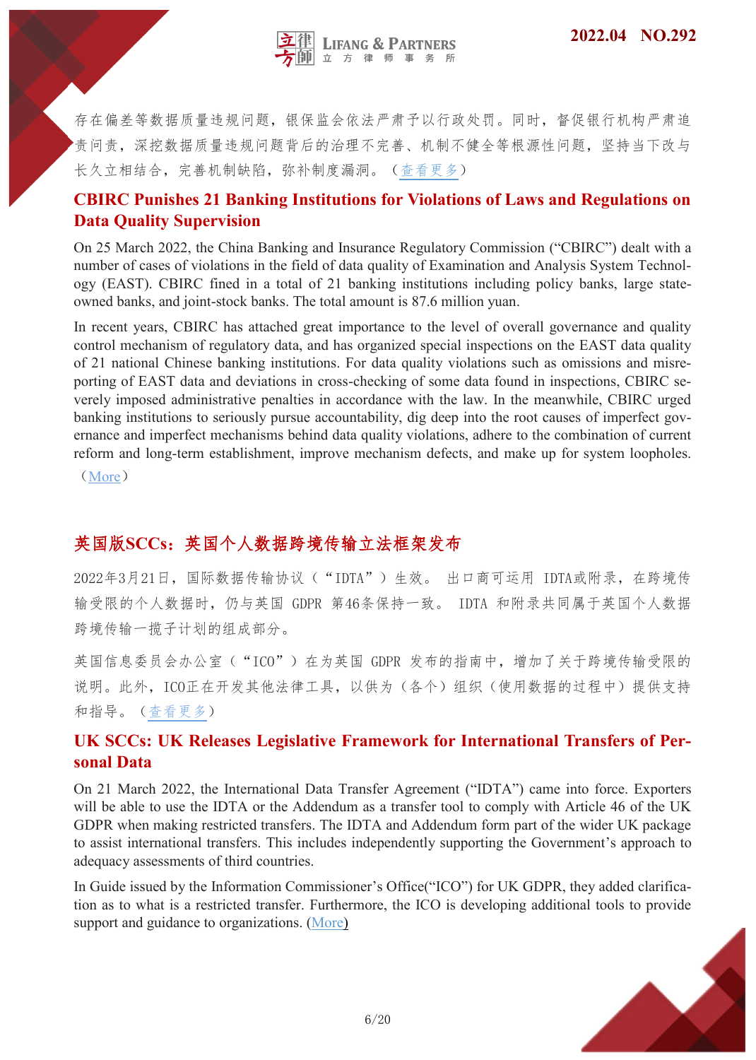存在偏差等数据质量违规问题，银保监会依法严肃予以行政处罚。同时，督促银行机构严肃追责问责，深挖数据质量违规问题背后的治理不完善、机制不健全等根源性问题，坚持当下改与长久立相结合，完善机制缺陷，弥补制度漏洞。（查看更多）

## CBIRC Punishes 21 Banking Institutions for Violations of Laws and Regulations on Data Quality Supervision

On 25 March 2022, the China Banking and Insurance Regulatory Commission ("CBIRC") dealt with a number of cases of violations in the field of data quality of Examination and Analysis System Technology (EAST). CBIRC fined in a total of 21 banking institutions including policy banks, large state-owned banks, and joint-stock banks. The total amount is 87.6 million yuan.

In recent years, CBIRC has attached great importance to the level of overall governance and quality control mechanism of regulatory data, and has organized special inspections on the EAST data quality of 21 national Chinese banking institutions. For data quality violations such as omissions and misreporting of EAST data and deviations in cross-checking of some data found in inspections, CBIRC severely imposed administrative penalties in accordance with the law. In the meanwhile, CBIRC urged banking institutions to seriously pursue accountability, dig deep into the root causes of imperfect governance and imperfect mechanisms behind data quality violations, adhere to the combination of current reform and long-term establishment, improve mechanism defects, and make up for system loopholes.（More）

## 英国版SCCs：英国个人数据跨境传输立法框架发布

2022年3月21日，国际数据传输协议（"IDTA"）生效。 出口商可运用 IDTA或附录，在跨境传输受限的个人数据时，仍与英国 GDPR 第46条保持一致。 IDTA 和附录共同属于英国个人数据跨境传输一揽子计划的组成部分。

英国信息委员会办公室（"ICO"）在为英国 GDPR 发布的指南中，增加了关于跨境传输受限的说明。此外，ICO正在开发其他法律工具，以供为（各个）组织（使用数据的过程中）提供支持和指导。（查看更多）

## UK SCCs: UK Releases Legislative Framework for International Transfers of Personal Data

On 21 March 2022, the International Data Transfer Agreement ("IDTA") came into force. Exporters will be able to use the IDTA or the Addendum as a transfer tool to comply with Article 46 of the UK GDPR when making restricted transfers. The IDTA and Addendum form part of the wider UK package to assist international transfers. This includes independently supporting the Government's approach to adequacy assessments of third countries.

In Guide issued by the Information Commissioner's Office("ICO") for UK GDPR, they added clarification as to what is a restricted transfer. Furthermore, the ICO is developing additional tools to provide support and guidance to organizations. (More)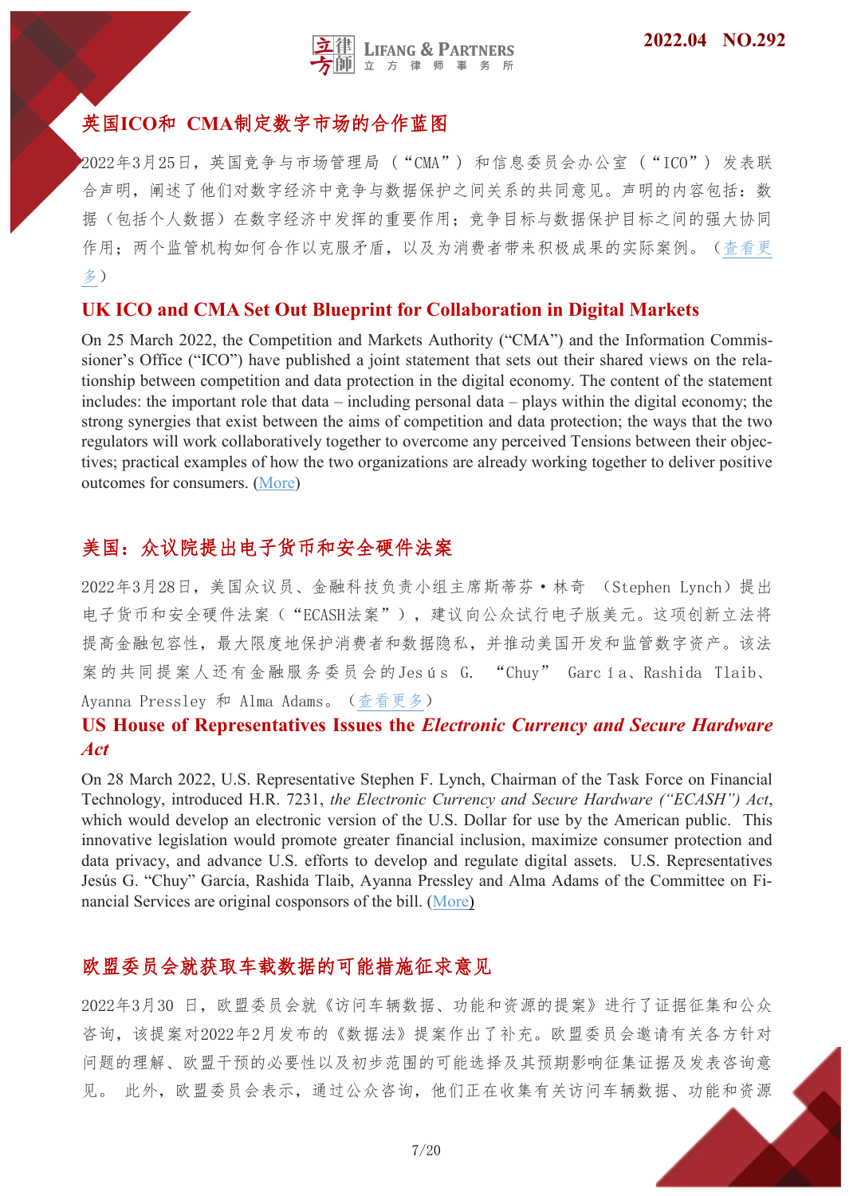## 英国ICO和 CMA制定数字市场的合作蓝图

2022年3月25日，英国竞争与市场管理局（“CMA”）和信息委员会办公室（“ICO”）发表联合声明，阐述了他们对数字经济中竞争与数据保护之间关系的共同意见。声明的内容包括：数据（包括个人数据）在数字经济中发挥的重要作用；竞争目标与数据保护目标之间的强大协同作用；两个监管机构如何合作以克服矛盾，以及为消费者带来积极成果的实际案例。（查看更多）

## UK ICO and CMA Set Out Blueprint for Collaboration in Digital Markets

On 25 March 2022, the Competition and Markets Authority (“CMA”) and the Information Commissioner’s Office (“ICO”) have published a joint statement that sets out their shared views on the relationship between competition and data protection in the digital economy. The content of the statement includes: the important role that data – including personal data – plays within the digital economy; the strong synergies that exist between the aims of competition and data protection; the ways that the two regulators will work collaboratively together to overcome any perceived Tensions between their objectives; practical examples of how the two organizations are already working together to deliver positive outcomes for consumers. (More)

## 美国：众议院提出电子货币和安全硬件法案

2022年3月28日，美国众议员、金融科技负责小组主席斯蒂芬·林奇（Stephen Lynch）提出电子货币和安全硬件法案（“ECASH法案”），建议向公众试行电子版美元。这项创新立法将提高金融包容性，最大限度地保护消费者和数据隐私，并推动美国开发和监管数字资产。该法案的共同提案人还有金融服务委员会的Jesús G. “Chuy” García、Rashida Tlaib、Ayanna Pressley 和 Alma Adams。（查看更多）

## US House of Representatives Issues the *Electronic Currency and Secure Hardware Act*

On 28 March 2022, U.S. Representative Stephen F. Lynch, Chairman of the Task Force on Financial Technology, introduced H.R. 7231, *the Electronic Currency and Secure Hardware (“ECASH”) Act*, which would develop an electronic version of the U.S. Dollar for use by the American public. This innovative legislation would promote greater financial inclusion, maximize consumer protection and data privacy, and advance U.S. efforts to develop and regulate digital assets. U.S. Representatives Jesús G. “Chuy” García, Rashida Tlaib, Ayanna Pressley and Alma Adams of the Committee on Financial Services are original cosponsors of the bill. (More)

## 欧盟委员会就获取车载数据的可能措施征求意见

2022年3月30 日，欧盟委员会就《访问车辆数据、功能和资源的提案》进行了证据征集和公众咨询，该提案对2022年2月发布的《数据法》提案作出了补充。欧盟委员会邀请有关各方针对问题的理解、欧盟干预的必要性以及初步范围的可能选择及其预期影响征集证据及发表咨询意见。 此外，欧盟委员会表示，通过公众咨询，他们正在收集有关访问车辆数据、功能和资源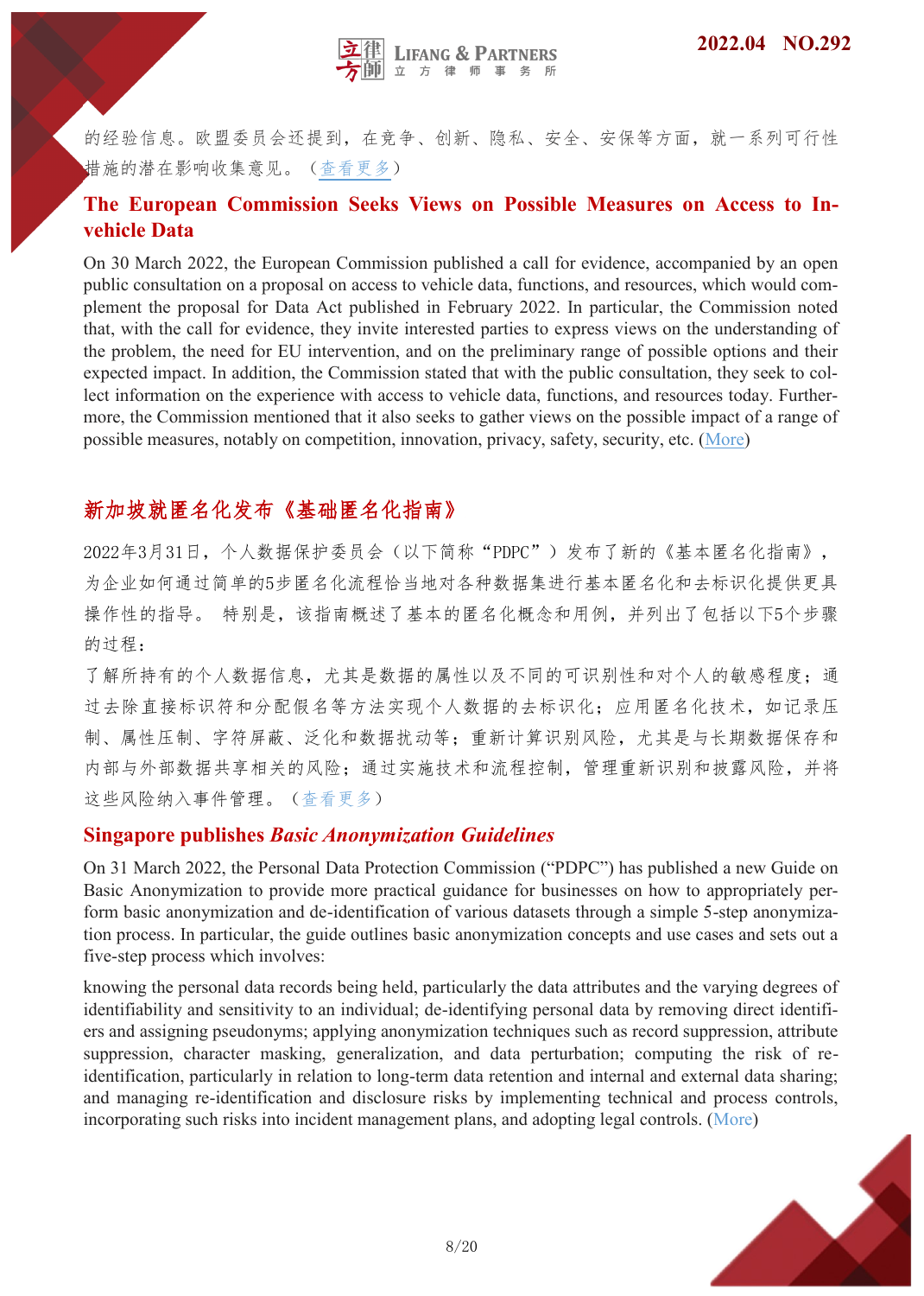的经验信息。欧盟委员会还提到，在竞争、创新、隐私、安全、安保等方面，就一系列可行性措施的潜在影响收集意见。（查看更多）

## The European Commission Seeks Views on Possible Measures on Access to In-vehicle Data

On 30 March 2022, the European Commission published a call for evidence, accompanied by an open public consultation on a proposal on access to vehicle data, functions, and resources, which would complement the proposal for Data Act published in February 2022. In particular, the Commission noted that, with the call for evidence, they invite interested parties to express views on the understanding of the problem, the need for EU intervention, and on the preliminary range of possible options and their expected impact. In addition, the Commission stated that with the public consultation, they seek to collect information on the experience with access to vehicle data, functions, and resources today. Furthermore, the Commission mentioned that it also seeks to gather views on the possible impact of a range of possible measures, notably on competition, innovation, privacy, safety, security, etc. (More)

## 新加坡就匿名化发布《基础匿名化指南》

2022年3月31日，个人数据保护委员会（以下简称“PDPC”）发布了新的《基本匿名化指南》，为企业如何通过简单的5步匿名化流程恰当地对各种数据集进行基本匿名化和去标识化提供更具操作性的指导。 特别是，该指南概述了基本的匿名化概念和用例，并列出了包括以下5个步骤的过程：

了解所持有的个人数据信息，尤其是数据的属性以及不同的可识别性和对个人的敏感程度；通过去除直接标识符和分配假名等方法实现个人数据的去标识化；应用匿名化技术，如记录压制、属性压制、字符屏蔽、泛化和数据扰动等；重新计算识别风险，尤其是与长期数据保存和内部与外部数据共享相关的风险；通过实施技术和流程控制，管理重新识别和披露风险，并将这些风险纳入事件管理。（查看更多）

## Singapore publishes *Basic Anonymization Guidelines*

On 31 March 2022, the Personal Data Protection Commission (“PDPC”) has published a new Guide on Basic Anonymization to provide more practical guidance for businesses on how to appropriately perform basic anonymization and de-identification of various datasets through a simple 5-step anonymization process. In particular, the guide outlines basic anonymization concepts and use cases and sets out a five-step process which involves:

knowing the personal data records being held, particularly the data attributes and the varying degrees of identifiability and sensitivity to an individual; de-identifying personal data by removing direct identifiers and assigning pseudonyms; applying anonymization techniques such as record suppression, attribute suppression, character masking, generalization, and data perturbation; computing the risk of re-identification, particularly in relation to long-term data retention and internal and external data sharing; and managing re-identification and disclosure risks by implementing technical and process controls, incorporating such risks into incident management plans, and adopting legal controls. (More)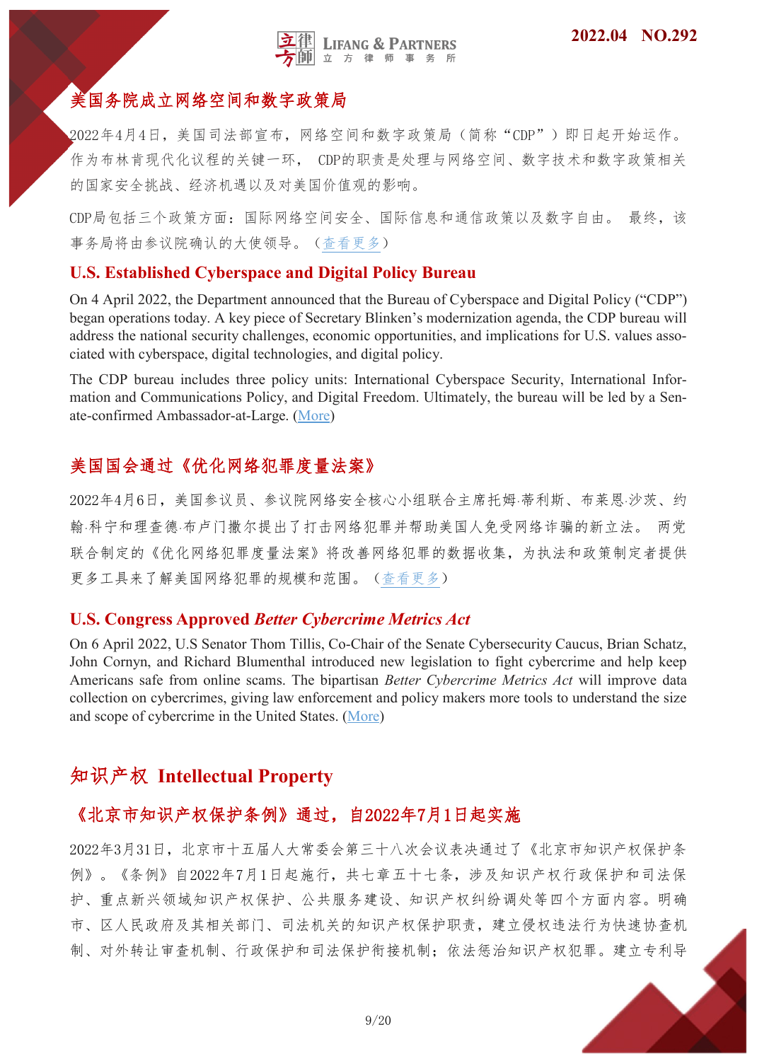## 美国务院成立网络空间和数字政策局

2022年4月4日，美国司法部宣布，网络空间和数字政策局（简称“CDP”）即日起开始运作。作为布林肯现代化议程的关键一环， CDP的职责是处理与网络空间、数字技术和数字政策相关的国家安全挑战、经济机遇以及对美国价值观的影响。

CDP局包括三个政策方面：国际网络空间安全、国际信息和通信政策以及数字自由。 最终，该事务局将由参议院确认的大使领导。（查看更多）

## U.S. Established Cyberspace and Digital Policy Bureau

On 4 April 2022, the Department announced that the Bureau of Cyberspace and Digital Policy (“CDP”) began operations today. A key piece of Secretary Blinken’s modernization agenda, the CDP bureau will address the national security challenges, economic opportunities, and implications for U.S. values associated with cyberspace, digital technologies, and digital policy.

The CDP bureau includes three policy units: International Cyberspace Security, International Information and Communications Policy, and Digital Freedom. Ultimately, the bureau will be led by a Senate-confirmed Ambassador-at-Large. (More)

## 美国国会通过《优化网络犯罪度量法案》

2022年4月6日，美国参议员、参议院网络安全核心小组联合主席托姆·蒂利斯、布莱恩·沙茨、约翰·科宁和理查德·布卢门撒尔提出了打击网络犯罪并帮助美国人免受网络诈骗的新立法。 两党联合制定的《优化网络犯罪度量法案》将改善网络犯罪的数据收集，为执法和政策制定者提供更多工具来了解美国网络犯罪的规模和范围。（查看更多）

## U.S. Congress Approved *Better Cybercrime Metrics Act*

On 6 April 2022, U.S Senator Thom Tillis, Co-Chair of the Senate Cybersecurity Caucus, Brian Schatz, John Cornyn, and Richard Blumenthal introduced new legislation to fight cybercrime and help keep Americans safe from online scams. The bipartisan *Better Cybercrime Metrics Act* will improve data collection on cybercrimes, giving law enforcement and policy makers more tools to understand the size and scope of cybercrime in the United States. (More)

# 知识产权 Intellectual Property

## 《北京市知识产权保护条例》通过，自2022年7月1日起实施

2022年3月31日，北京市十五届人大常委会第三十八次会议表决通过了《北京市知识产权保护条例》。《条例》自2022年7月1日起施行，共七章五十七条，涉及知识产权行政保护和司法保护、重点新兴领域知识产权保护、公共服务建设、知识产权纠纷调处等四个方面内容。明确市、区人民政府及其相关部门、司法机关的知识产权保护职责，建立侵权违法行为快速协查机制、对外转让审查机制、行政保护和司法保护衔接机制；依法惩治知识产权犯罪。建立专利导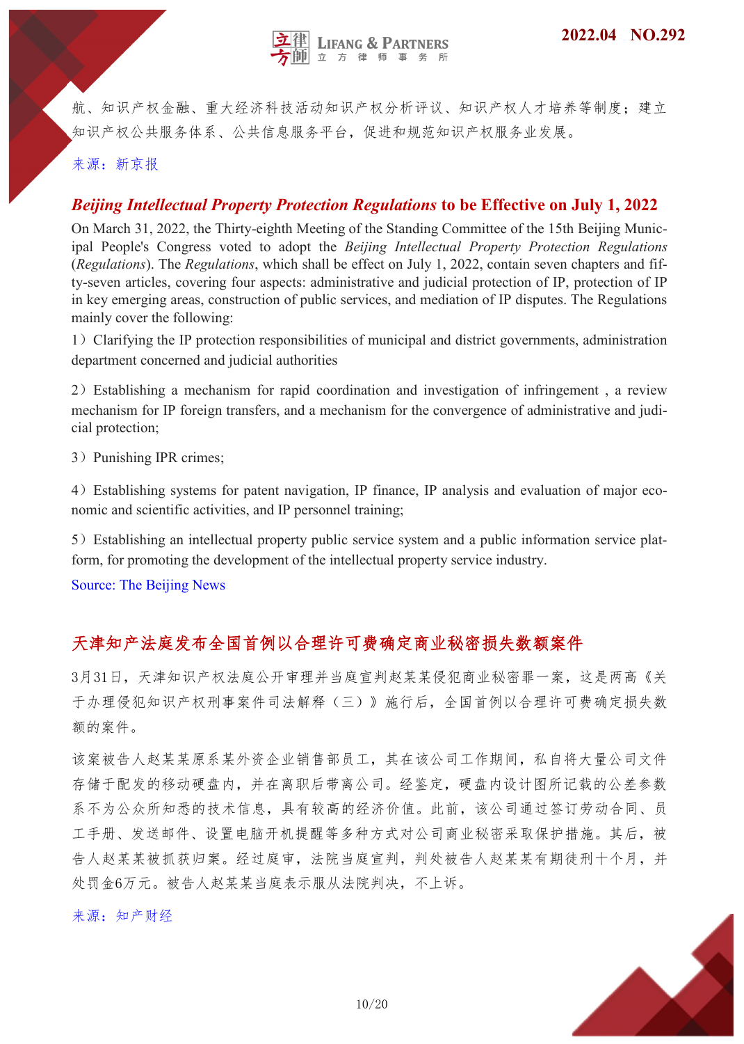航、知识产权金融、重大经济科技活动知识产权分析评议、知识产权人才培养等制度；建立知识产权公共服务体系、公共信息服务平台，促进和规范知识产权服务业发展。

来源：新京报

## *Beijing Intellectual Property Protection Regulations* to be Effective on July 1, 2022

On March 31, 2022, the Thirty-eighth Meeting of the Standing Committee of the 15th Beijing Municipal People's Congress voted to adopt the *Beijing Intellectual Property Protection Regulations* (*Regulations*). The *Regulations*, which shall be effect on July 1, 2022, contain seven chapters and fifty-seven articles, covering four aspects: administrative and judicial protection of IP, protection of IP in key emerging areas, construction of public services, and mediation of IP disputes. The Regulations mainly cover the following:

1）Clarifying the IP protection responsibilities of municipal and district governments, administration department concerned and judicial authorities

2）Establishing a mechanism for rapid coordination and investigation of infringement , a review mechanism for IP foreign transfers, and a mechanism for the convergence of administrative and judicial protection;

3）Punishing IPR crimes;

4）Establishing systems for patent navigation, IP finance, IP analysis and evaluation of major economic and scientific activities, and IP personnel training;

5）Establishing an intellectual property public service system and a public information service platform, for promoting the development of the intellectual property service industry.

Source: The Beijing News

## 天津知产法庭发布全国首例以合理许可费确定商业秘密损失数额案件

3月31日，天津知识产权法庭公开审理并当庭宣判赵某某侵犯商业秘密罪一案，这是两高《关于办理侵犯知识产权刑事案件司法解释（三）》施行后，全国首例以合理许可费确定损失数额的案件。

该案被告人赵某某原系某外资企业销售部员工，其在该公司工作期间，私自将大量公司文件存储于配发的移动硬盘内，并在离职后带离公司。经鉴定，硬盘内设计图所记载的公差参数系不为公众所知悉的技术信息，具有较高的经济价值。此前，该公司通过签订劳动合同、员工手册、发送邮件、设置电脑开机提醒等多种方式对公司商业秘密采取保护措施。其后，被告人赵某某被抓获归案。经过庭审，法院当庭宣判，判处被告人赵某某有期徒刑十个月，并处罚金6万元。被告人赵某某当庭表示服从法院判决，不上诉。

来源：知产财经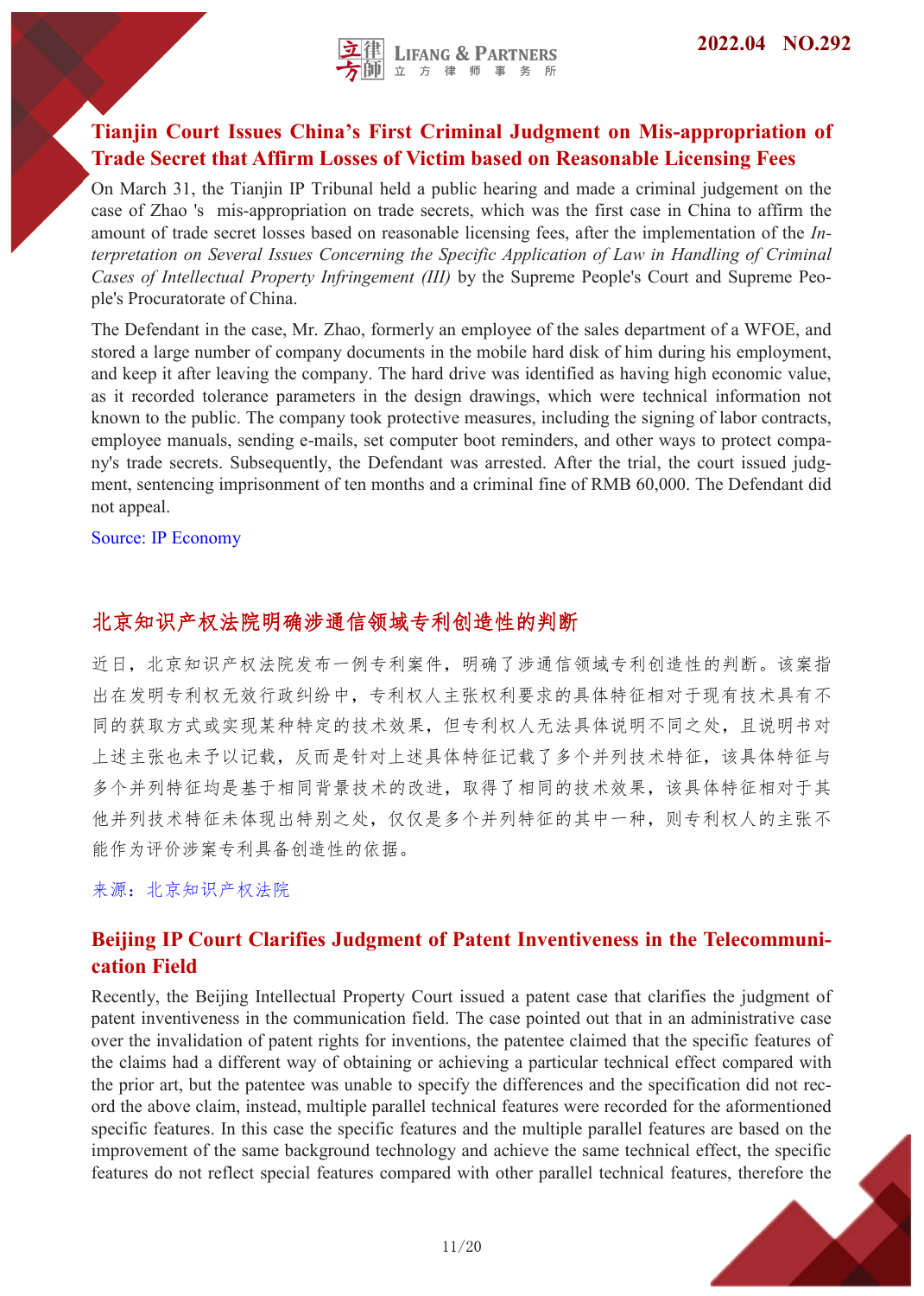## Tianjin Court Issues China's First Criminal Judgment on Mis-appropriation of Trade Secret that Affirm Losses of Victim based on Reasonable Licensing Fees

On March 31, the Tianjin IP Tribunal held a public hearing and made a criminal judgement on the case of Zhao 's mis-appropriation on trade secrets, which was the first case in China to affirm the amount of trade secret losses based on reasonable licensing fees, after the implementation of the *Interpretation on Several Issues Concerning the Specific Application of Law in Handling of Criminal Cases of Intellectual Property Infringement (III)* by the Supreme People's Court and Supreme People's Procuratorate of China.

The Defendant in the case, Mr. Zhao, formerly an employee of the sales department of a WFOE, and stored a large number of company documents in the mobile hard disk of him during his employment, and keep it after leaving the company. The hard drive was identified as having high economic value, as it recorded tolerance parameters in the design drawings, which were technical information not known to the public. The company took protective measures, including the signing of labor contracts, employee manuals, sending e-mails, set computer boot reminders, and other ways to protect company's trade secrets. Subsequently, the Defendant was arrested. After the trial, the court issued judgment, sentencing imprisonment of ten months and a criminal fine of RMB 60,000. The Defendant did not appeal.

Source: IP Economy

## 北京知识产权法院明确涉通信领域专利创造性的判断

近日，北京知识产权法院发布一例专利案件，明确了涉通信领域专利创造性的判断。该案指出在发明专利权无效行政纠纷中，专利权人主张权利要求的具体特征相对于现有技术具有不同的获取方式或实现某种特定的技术效果，但专利权人无法具体说明不同之处，且说明书对上述主张也未予以记载，反而是针对上述具体特征记载了多个并列技术特征，该具体特征与多个并列特征均是基于相同背景技术的改进，取得了相同的技术效果，该具体特征相对于其他并列技术特征未体现出特别之处，仅仅是多个并列特征的其中一种，则专利权人的主张不能作为评价涉案专利具备创造性的依据。

来源：北京知识产权法院

## Beijing IP Court Clarifies Judgment of Patent Inventiveness in the Telecommunication Field

Recently, the Beijing Intellectual Property Court issued a patent case that clarifies the judgment of patent inventiveness in the communication field. The case pointed out that in an administrative case over the invalidation of patent rights for inventions, the patentee claimed that the specific features of the claims had a different way of obtaining or achieving a particular technical effect compared with the prior art, but the patentee was unable to specify the differences and the specification did not record the above claim, instead, multiple parallel technical features were recorded for the aforementioned specific features. In this case the specific features and the multiple parallel features are based on the improvement of the same background technology and achieve the same technical effect, the specific features do not reflect special features compared with other parallel technical features, therefore the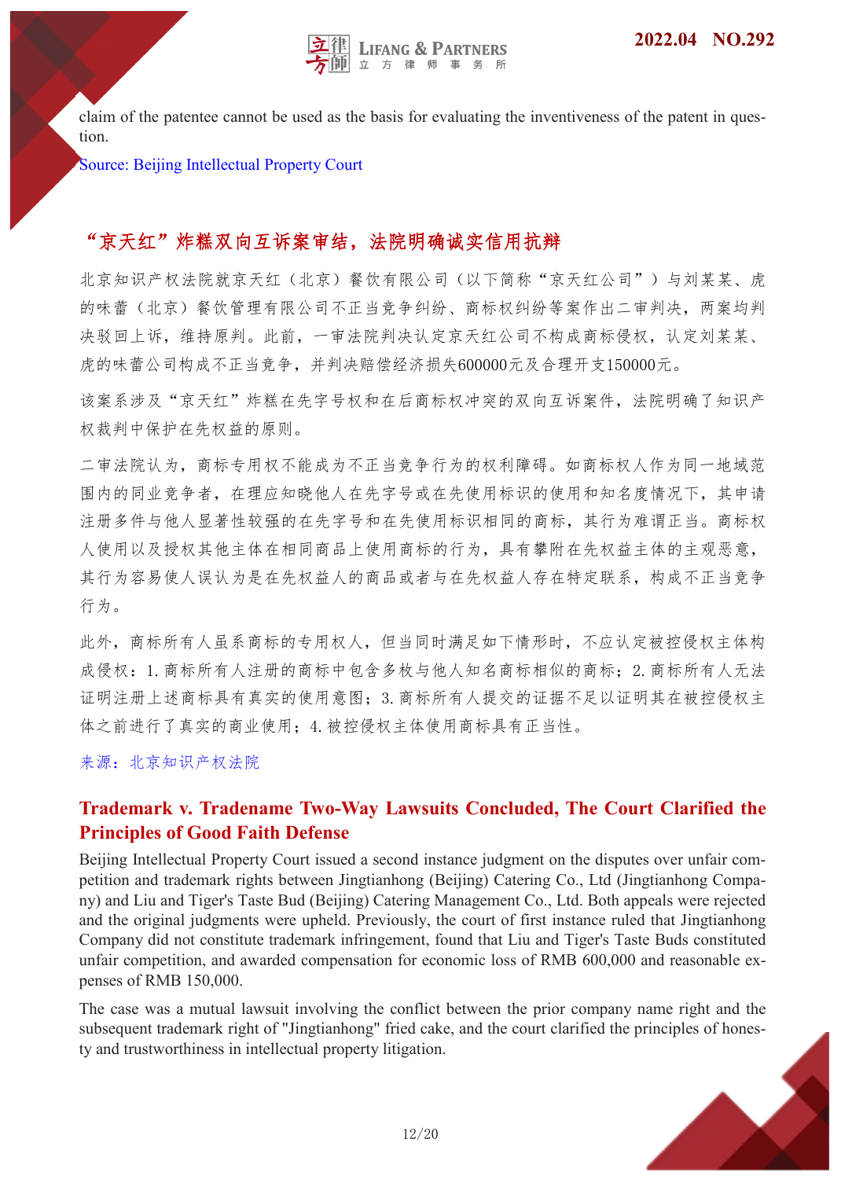claim of the patentee cannot be used as the basis for evaluating the inventiveness of the patent in question.

Source: Beijing Intellectual Property Court

## “京天红”炸糕双向互诉案审结，法院明确诚实信用抗辩

北京知识产权法院就京天红（北京）餐饮有限公司（以下简称“京天红公司”）与刘某某、虎的味蕾（北京）餐饮管理有限公司不正当竞争纠纷、商标权纠纷等案作出二审判决，两案均判决驳回上诉，维持原判。此前，一审法院判决认定京天红公司不构成商标侵权，认定刘某某、虎的味蕾公司构成不正当竞争，并判决赔偿经济损失600000元及合理开支150000元。

该案系涉及“京天红”炸糕在先字号权和在后商标权冲突的双向互诉案件，法院明确了知识产权裁判中保护在先权益的原则。

二审法院认为，商标专用权不能成为不正当竞争行为的权利障碍。如商标权人作为同一地域范围内的同业竞争者，在理应知晓他人在先字号或在先使用标识的使用和知名度情况下，其申请注册多件与他人显著性较强的在先字号和在先使用标识相同的商标，其行为难谓正当。商标权人使用以及授权其他主体在相同商品上使用商标的行为，具有攀附在先权益主体的主观恶意，其行为容易使人误认为是在先权益人的商品或者与在先权益人存在特定联系，构成不正当竞争行为。

此外，商标所有人虽系商标的专用权人，但当同时满足如下情形时，不应认定被控侵权主体构成侵权：1. 商标所有人注册的商标中包含多枚与他人知名商标相似的商标；2. 商标所有人无法证明注册上述商标具有真实的使用意图；3. 商标所有人提交的证据不足以证明其在被控侵权主体之前进行了真实的商业使用；4. 被控侵权主体使用商标具有正当性。

来源：北京知识产权法院

## Trademark v. Tradename Two-Way Lawsuits Concluded, The Court Clarified the Principles of Good Faith Defense

Beijing Intellectual Property Court issued a second instance judgment on the disputes over unfair competition and trademark rights between Jingtianhong (Beijing) Catering Co., Ltd (Jingtianhong Company) and Liu and Tiger's Taste Bud (Beijing) Catering Management Co., Ltd. Both appeals were rejected and the original judgments were upheld. Previously, the court of first instance ruled that Jingtianhong Company did not constitute trademark infringement, found that Liu and Tiger's Taste Buds constituted unfair competition, and awarded compensation for economic loss of RMB 600,000 and reasonable expenses of RMB 150,000.

The case was a mutual lawsuit involving the conflict between the prior company name right and the subsequent trademark right of "Jingtianhong" fried cake, and the court clarified the principles of honesty and trustworthiness in intellectual property litigation.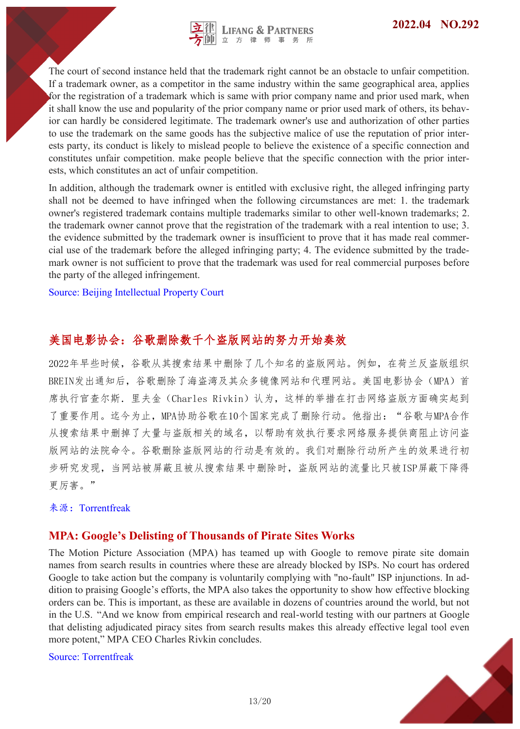The court of second instance held that the trademark right cannot be an obstacle to unfair competition. If a trademark owner, as a competitor in the same industry within the same geographical area, applies for the registration of a trademark which is same with prior company name and prior used mark, when it shall know the use and popularity of the prior company name or prior used mark of others, its behavior can hardly be considered legitimate. The trademark owner's use and authorization of other parties to use the trademark on the same goods has the subjective malice of use the reputation of prior interests party, its conduct is likely to mislead people to believe the existence of a specific connection and constitutes unfair competition. make people believe that the specific connection with the prior interests, which constitutes an act of unfair competition.

In addition, although the trademark owner is entitled with exclusive right, the alleged infringing party shall not be deemed to have infringed when the following circumstances are met: 1. the trademark owner's registered trademark contains multiple trademarks similar to other well-known trademarks; 2. the trademark owner cannot prove that the registration of the trademark with a real intention to use; 3. the evidence submitted by the trademark owner is insufficient to prove that it has made real commercial use of the trademark before the alleged infringing party; 4. The evidence submitted by the trademark owner is not sufficient to prove that the trademark was used for real commercial purposes before the party of the alleged infringement.

Source: Beijing Intellectual Property Court

## 美国电影协会：谷歌删除数千个盗版网站的努力开始奏效

2022年早些时候，谷歌从其搜索结果中删除了几个知名的盗版网站。例如，在荷兰反盗版组织BREIN发出通知后，谷歌删除了海盗湾及其众多镜像网站和代理网站。美国电影协会（MPA）首席执行官查尔斯．里夫金（Charles Rivkin）认为，这样的举措在打击网络盗版方面确实起到了重要作用。迄今为止，MPA协助谷歌在10个国家完成了删除行动。他指出：“谷歌与MPA合作从搜索结果中删掉了大量与盗版相关的域名，以帮助有效执行要求网络服务提供商阻止访问盗版网站的法院命令。谷歌删除盗版网站的行动是有效的。我们对删除行动所产生的效果进行初步研究发现，当网站被屏蔽且被从搜索结果中删除时，盗版网站的流量比只被ISP屏蔽下降得更厉害。”

来源：Torrentfreak

## MPA: Google's Delisting of Thousands of Pirate Sites Works

The Motion Picture Association (MPA) has teamed up with Google to remove pirate site domain names from search results in countries where these are already blocked by ISPs. No court has ordered Google to take action but the company is voluntarily complying with "no-fault" ISP injunctions. In addition to praising Google's efforts, the MPA also takes the opportunity to show how effective blocking orders can be. This is important, as these are available in dozens of countries around the world, but not in the U.S. "And we know from empirical research and real-world testing with our partners at Google that delisting adjudicated piracy sites from search results makes this already effective legal tool even more potent," MPA CEO Charles Rivkin concludes.

Source: Torrentfreak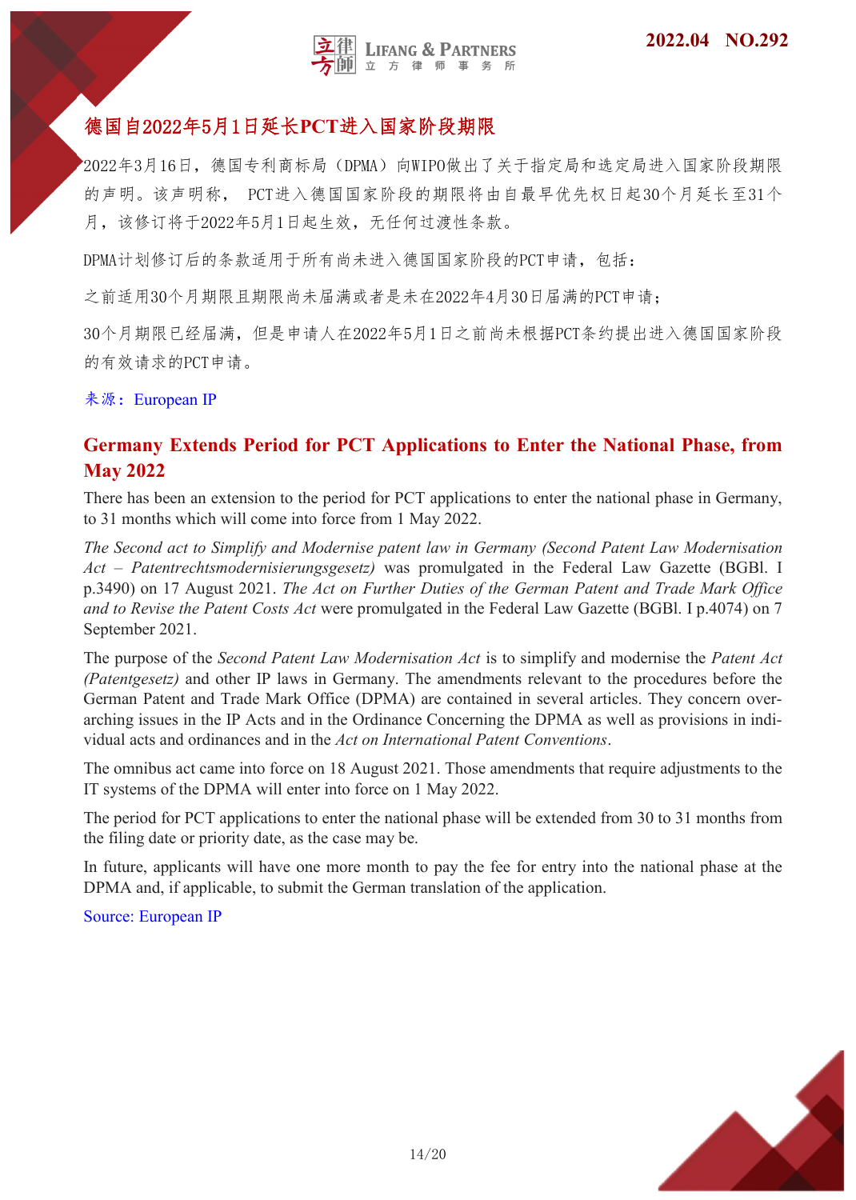## 德国自2022年5月1日延长PCT进入国家阶段期限

2022年3月16日，德国专利商标局（DPMA）向WIPO做出了关于指定局和选定局进入国家阶段期限的声明。该声明称， PCT进入德国国家阶段的期限将由自最早优先权日起30个月延长至31个月，该修订将于2022年5月1日起生效，无任何过渡性条款。

DPMA计划修订后的条款适用于所有尚未进入德国国家阶段的PCT申请，包括：

之前适用30个月期限且期限尚未届满或者是未在2022年4月30日届满的PCT申请；

30个月期限已经届满，但是申请人在2022年5月1日之前尚未根据PCT条约提出进入德国国家阶段的有效请求的PCT申请。

来源：European IP

## Germany Extends Period for PCT Applications to Enter the National Phase, from May 2022

There has been an extension to the period for PCT applications to enter the national phase in Germany, to 31 months which will come into force from 1 May 2022.

*The Second act to Simplify and Modernise patent law in Germany (Second Patent Law Modernisation Act – Patentrechtsmodernisierungsgesetz)* was promulgated in the Federal Law Gazette (BGBl. I p.3490) on 17 August 2021. *The Act on Further Duties of the German Patent and Trade Mark Office and to Revise the Patent Costs Act* were promulgated in the Federal Law Gazette (BGBl. I p.4074) on 7 September 2021.

The purpose of the *Second Patent Law Modernisation Act* is to simplify and modernise the *Patent Act (Patentgesetz)* and other IP laws in Germany. The amendments relevant to the procedures before the German Patent and Trade Mark Office (DPMA) are contained in several articles. They concern over-arching issues in the IP Acts and in the Ordinance Concerning the DPMA as well as provisions in individual acts and ordinances and in the *Act on International Patent Conventions*.

The omnibus act came into force on 18 August 2021. Those amendments that require adjustments to the IT systems of the DPMA will enter into force on 1 May 2022.

The period for PCT applications to enter the national phase will be extended from 30 to 31 months from the filing date or priority date, as the case may be.

In future, applicants will have one more month to pay the fee for entry into the national phase at the DPMA and, if applicable, to submit the German translation of the application.

Source: European IP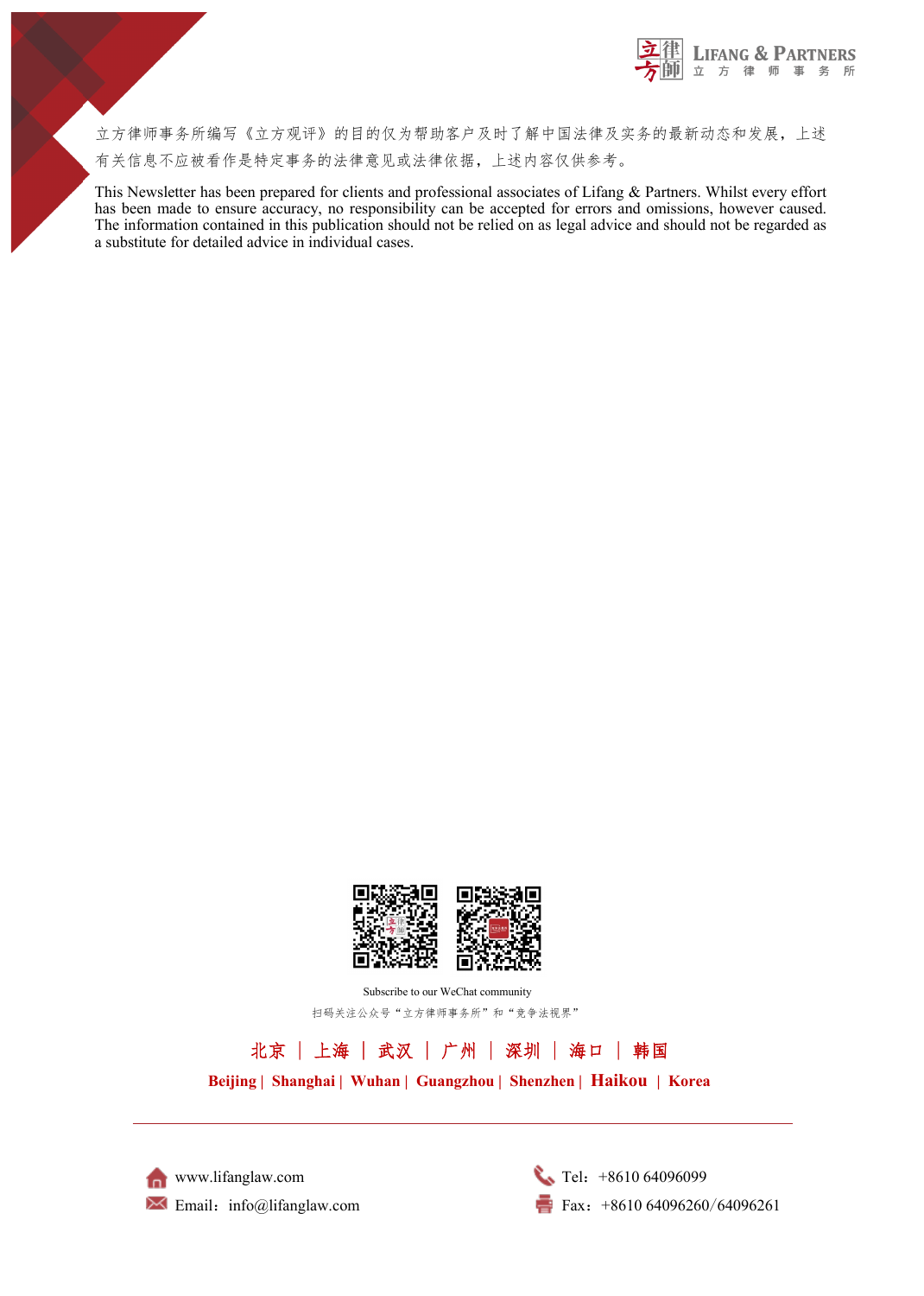立方律师事务所编写《立方观评》的目的仅为帮助客户及时了解中国法律及实务的最新动态和发展，上述有关信息不应被看作是特定事务的法律意见或法律依据，上述内容仅供参考。

This Newsletter has been prepared for clients and professional associates of Lifang & Partners. Whilst every effort has been made to ensure accuracy, no responsibility can be accepted for errors and omissions, however caused. The information contained in this publication should not be relied on as legal advice and should not be regarded as a substitute for detailed advice in individual cases.

Subscribe to our WeChat community

扫码关注公众号“立方律师事务所”和“竞争法视界”

**北京 | 上海 | 武汉 | 广州 | 深圳 | 海口 | 韩国**

**Beijing | Shanghai | Wuhan | Guangzhou | Shenzhen | Haikou | Korea**

www.lifanglaw.com

Email：info@lifanglaw.com

Tel：+8610 64096099

Fax：+8610 64096260/64096261